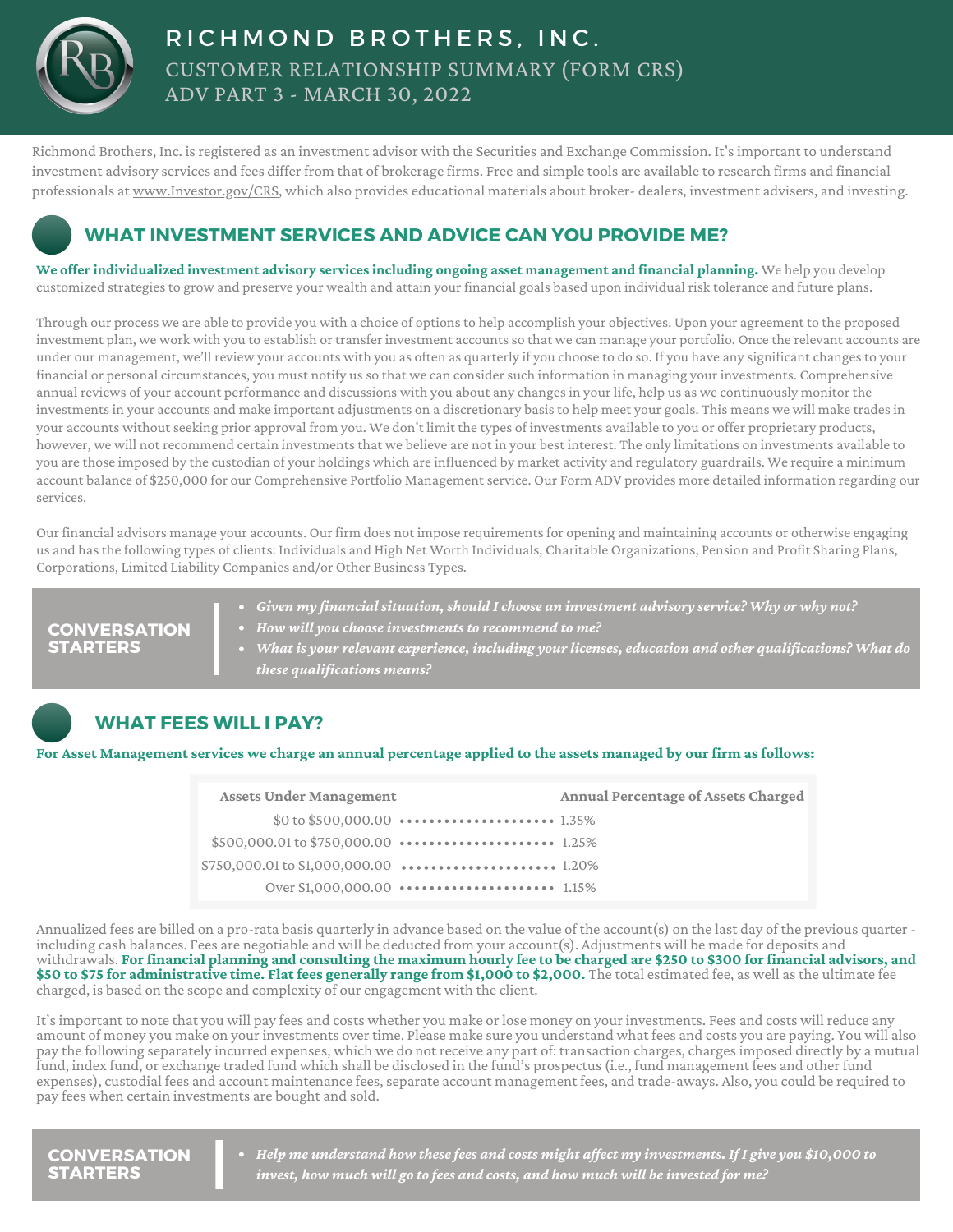# RICHMOND BROTHERS, INC.

## CUSTOMER RELATIONSHIP SUMMARY (FORM CRS)

## ADV PART 3 - MARCH 30, 2022

Richmond Brothers, Inc. is registered as an investment advisor with the Securities and Exchange Commission. It's important to understand investment advisory services and fees differ from that of brokerage firms. Free and simple tools are available to research firms and financial professionals at www.Investor.gov/CRS, which also provides educational materials about broker- dealers, investment advisers, and investing.

## WHAT INVESTMENT SERVICES AND ADVICE CAN YOU PROVIDE ME?

**We offer individualized investment advisory services including ongoing asset management and financial planning.** We help you develop customized strategies to grow and preserve your wealth and attain your financial goals based upon individual risk tolerance and future plans.

Through our process we are able to provide you with a choice of options to help accomplish your objectives. Upon your agreement to the proposed investment plan, we work with you to establish or transfer investment accounts so that we can manage your portfolio. Once the relevant accounts are under our management, we'll review your accounts with you as often as quarterly if you choose to do so. If you have any significant changes to your financial or personal circumstances, you must notify us so that we can consider such information in managing your investments. Comprehensive annual reviews of your account performance and discussions with you about any changes in your life, help us as we continuously monitor the investments in your accounts and make important adjustments on a discretionary basis to help meet your goals. This means we will make trades in your accounts without seeking prior approval from you. We don't limit the types of investments available to you or offer proprietary products, however, we will not recommend certain investments that we believe are not in your best interest. The only limitations on investments available to you are those imposed by the custodian of your holdings which are influenced by market activity and regulatory guardrails. We require a minimum account balance of $250,000 for our Comprehensive Portfolio Management service. Our Form ADV provides more detailed information regarding our services.

Our financial advisors manage your accounts. Our firm does not impose requirements for opening and maintaining accounts or otherwise engaging us and has the following types of clients: Individuals and High Net Worth Individuals, Charitable Organizations, Pension and Profit Sharing Plans, Corporations, Limited Liability Companies and/or Other Business Types.

**CONVERSATION STARTERS**

- *Given my financial situation, should I choose an investment advisory service? Why or why not?*
- *How will you choose investments to recommend to me?*
- *What is your relevant experience, including your licenses, education and other qualifications? What do these qualifications means?*

## WHAT FEES WILL I PAY?

**For Asset Management services we charge an annual percentage applied to the assets managed by our firm as follows:**

| Assets Under Management | Annual Percentage of Assets Charged |
|---|---|
| $0 to $500,000.00 | 1.35% |
| $500,000.01 to $750,000.00 | 1.25% |
| $750,000.01 to $1,000,000.00 | 1.20% |
| Over $1,000,000.00 | 1.15% |

Annualized fees are billed on a pro-rata basis quarterly in advance based on the value of the account(s) on the last day of the previous quarter - including cash balances. Fees are negotiable and will be deducted from your account(s). Adjustments will be made for deposits and withdrawals. **For financial planning and consulting the maximum hourly fee to be charged are $250 to $300 for financial advisors, and $50 to $75 for administrative time. Flat fees generally range from $1,000 to $2,000.** The total estimated fee, as well as the ultimate fee charged, is based on the scope and complexity of our engagement with the client.

It's important to note that you will pay fees and costs whether you make or lose money on your investments. Fees and costs will reduce any amount of money you make on your investments over time. Please make sure you understand what fees and costs you are paying. You will also pay the following separately incurred expenses, which we do not receive any part of: transaction charges, charges imposed directly by a mutual fund, index fund, or exchange traded fund which shall be disclosed in the fund's prospectus (i.e., fund management fees and other fund expenses), custodial fees and account maintenance fees, separate account management fees, and trade-aways. Also, you could be required to pay fees when certain investments are bought and sold.

**CONVERSATION STARTERS**

- *Help me understand how these fees and costs might affect my investments. If I give you $10,000 to invest, how much will go to fees and costs, and how much will be invested for me?*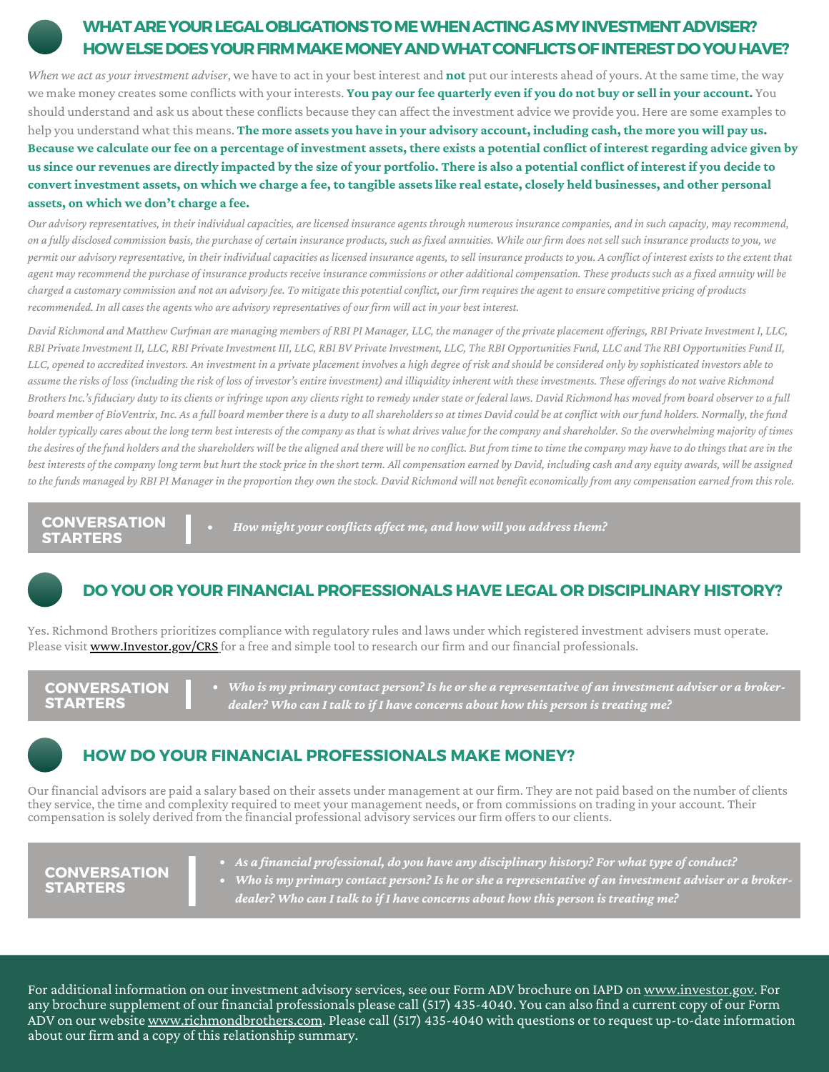## WHAT ARE YOUR LEGAL OBLIGATIONS TO ME WHEN ACTING AS MY INVESTMENT ADVISER? HOW ELSE DOES YOUR FIRM MAKE MONEY AND WHAT CONFLICTS OF INTEREST DO YOU HAVE?

*When we act as your investment adviser*, we have to act in your best interest and **not** put our interests ahead of yours. At the same time, the way we make money creates some conflicts with your interests. **You pay our fee quarterly even if you do not buy or sell in your account.** You should understand and ask us about these conflicts because they can affect the investment advice we provide you. Here are some examples to help you understand what this means. **The more assets you have in your advisory account, including cash, the more you will pay us. Because we calculate our fee on a percentage of investment assets, there exists a potential conflict of interest regarding advice given by us since our revenues are directly impacted by the size of your portfolio. There is also a potential conflict of interest if you decide to convert investment assets, on which we charge a fee, to tangible assets like real estate, closely held businesses, and other personal assets, on which we don't charge a fee.**

*Our advisory representatives, in their individual capacities, are licensed insurance agents through numerous insurance companies, and in such capacity, may recommend, on a fully disclosed commission basis, the purchase of certain insurance products, such as fixed annuities. While our firm does not sell such insurance products to you, we permit our advisory representative, in their individual capacities as licensed insurance agents, to sell insurance products to you. A conflict of interest exists to the extent that agent may recommend the purchase of insurance products receive insurance commissions or other additional compensation. These products such as a fixed annuity will be charged a customary commission and not an advisory fee. To mitigate this potential conflict, our firm requires the agent to ensure competitive pricing of products recommended. In all cases the agents who are advisory representatives of our firm will act in your best interest.*

*David Richmond and Matthew Curfman are managing members of RBI PI Manager, LLC, the manager of the private placement offerings, RBI Private Investment I, LLC, RBI Private Investment II, LLC, RBI Private Investment III, LLC, RBI BV Private Investment, LLC, The RBI Opportunities Fund, LLC and The RBI Opportunities Fund II, LLC, opened to accredited investors. An investment in a private placement involves a high degree of risk and should be considered only by sophisticated investors able to assume the risks of loss (including the risk of loss of investor's entire investment) and illiquidity inherent with these investments. These offerings do not waive Richmond Brothers Inc.'s fiduciary duty to its clients or infringe upon any clients right to remedy under state or federal laws. David Richmond has moved from board observer to a full board member of BioVentrix, Inc. As a full board member there is a duty to all shareholders so at times David could be at conflict with our fund holders. Normally, the fund holder typically cares about the long term best interests of the company as that is what drives value for the company and shareholder. So the overwhelming majority of times the desires of the fund holders and the shareholders will be the aligned and there will be no conflict. But from time to time the company may have to do things that are in the best interests of the company long term but hurt the stock price in the short term. All compensation earned by David, including cash and any equity awards, will be assigned to the funds managed by RBI PI Manager in the proportion they own the stock. David Richmond will not benefit economically from any compensation earned from this role.*

**CONVERSATION STARTERS**

- ***How might your conflicts affect me, and how will you address them?***

## DO YOU OR YOUR FINANCIAL PROFESSIONALS HAVE LEGAL OR DISCIPLINARY HISTORY?

Yes. Richmond Brothers prioritizes compliance with regulatory rules and laws under which registered investment advisers must operate. Please visit www.Investor.gov/CRS for a free and simple tool to research our firm and our financial professionals.

**CONVERSATION STARTERS**

- ***Who is my primary contact person? Is he or she a representative of an investment adviser or a broker-dealer? Who can I talk to if I have concerns about how this person is treating me?***

## HOW DO YOUR FINANCIAL PROFESSIONALS MAKE MONEY?

Our financial advisors are paid a salary based on their assets under management at our firm. They are not paid based on the number of clients they service, the time and complexity required to meet your management needs, or from commissions on trading in your account. Their compensation is solely derived from the financial professional advisory services our firm offers to our clients.

**CONVERSATION STARTERS**

- ***As a financial professional, do you have any disciplinary history? For what type of conduct?***
- ***Who is my primary contact person? Is he or she a representative of an investment adviser or a broker-dealer? Who can I talk to if I have concerns about how this person is treating me?***

For additional information on our investment advisory services, see our Form ADV brochure on IAPD on www.investor.gov. For any brochure supplement of our financial professionals please call (517) 435-4040. You can also find a current copy of our Form ADV on our website www.richmondbrothers.com. Please call (517) 435-4040 with questions or to request up-to-date information about our firm and a copy of this relationship summary.